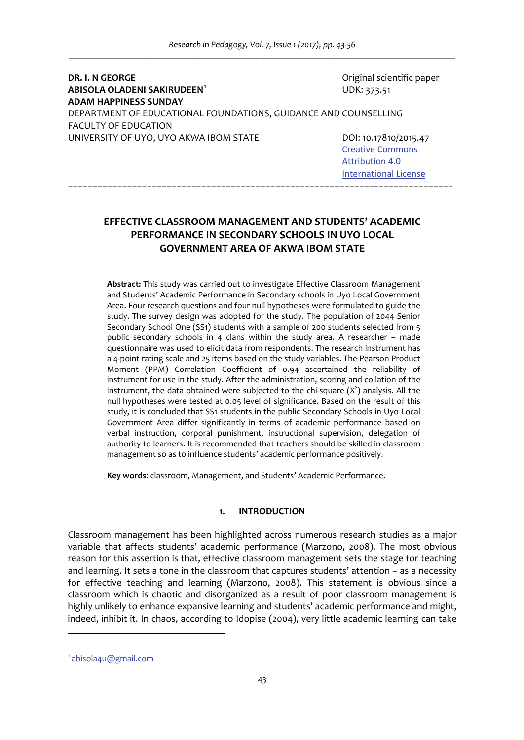**DR. I. N GEORGE**
**ABISOLA OLADENI SAKIRUDEEN**[1]
**ADAM HAPPINESS SUNDAY**
DEPARTMENT OF EDUCATIONAL FOUNDATIONS, GUIDANCE AND COUNSELLING
FACULTY OF EDUCATION
UNIVERSITY OF UYO, UYO AKWA IBOM STATE

Original scientific paper
UDK: 373.51

DOI: 10.17810/2015.47
Creative Commons Attribution 4.0 International License

# EFFECTIVE CLASSROOM MANAGEMENT AND STUDENTS' ACADEMIC PERFORMANCE IN SECONDARY SCHOOLS IN UYO LOCAL GOVERNMENT AREA OF AKWA IBOM STATE

**Abstract:** This study was carried out to investigate Effective Classroom Management and Students' Academic Performance in Secondary schools in Uyo Local Government Area. Four research questions and four null hypotheses were formulated to guide the study. The survey design was adopted for the study. The population of 2044 Senior Secondary School One (SS1) students with a sample of 200 students selected from 5 public secondary schools in 4 clans within the study area. A researcher – made questionnaire was used to elicit data from respondents. The research instrument has a 4-point rating scale and 25 items based on the study variables. The Pearson Product Moment (PPM) Correlation Coefficient of 0.94 ascertained the reliability of instrument for use in the study. After the administration, scoring and collation of the instrument, the data obtained were subjected to the chi-square ($X^2$) analysis. All the null hypotheses were tested at 0.05 level of significance. Based on the result of this study, it is concluded that SS1 students in the public Secondary Schools in Uyo Local Government Area differ significantly in terms of academic performance based on verbal instruction, corporal punishment, instructional supervision, delegation of authority to learners. It is recommended that teachers should be skilled in classroom management so as to influence students' academic performance positively.

**Key words**: classroom, Management, and Students' Academic Performance.

## 1. INTRODUCTION

Classroom management has been highlighted across numerous research studies as a major variable that affects students' academic performance (Marzono, 2008). The most obvious reason for this assertion is that, effective classroom management sets the stage for teaching and learning. It sets a tone in the classroom that captures students' attention – as a necessity for effective teaching and learning (Marzono, 2008). This statement is obvious since a classroom which is chaotic and disorganized as a result of poor classroom management is highly unlikely to enhance expansive learning and students' academic performance and might, indeed, inhibit it. In chaos, according to Idopise (2004), very little academic learning can take

---

[1] abisola4u@gmail.com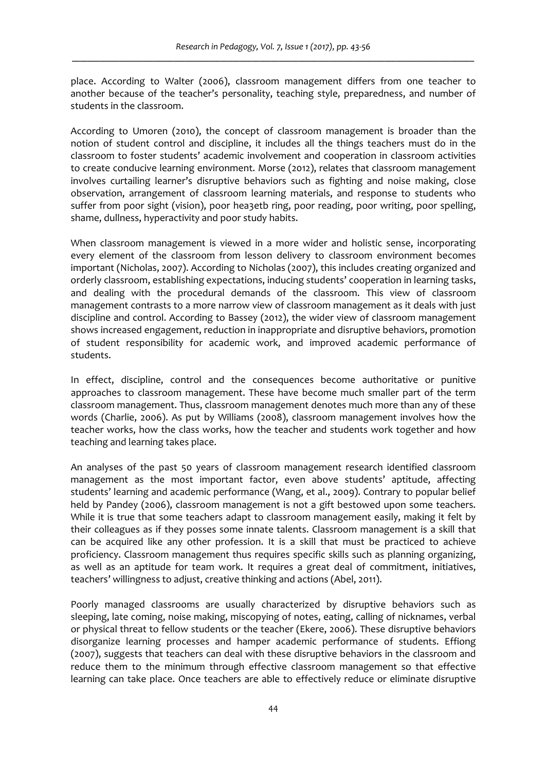place. According to Walter (2006), classroom management differs from one teacher to another because of the teacher's personality, teaching style, preparedness, and number of students in the classroom.

According to Umoren (2010), the concept of classroom management is broader than the notion of student control and discipline, it includes all the things teachers must do in the classroom to foster students' academic involvement and cooperation in classroom activities to create conducive learning environment. Morse (2012), relates that classroom management involves curtailing learner's disruptive behaviors such as fighting and noise making, close observation, arrangement of classroom learning materials, and response to students who suffer from poor sight (vision), poor hea3etb ring, poor reading, poor writing, poor spelling, shame, dullness, hyperactivity and poor study habits.

When classroom management is viewed in a more wider and holistic sense, incorporating every element of the classroom from lesson delivery to classroom environment becomes important (Nicholas, 2007). According to Nicholas (2007), this includes creating organized and orderly classroom, establishing expectations, inducing students' cooperation in learning tasks, and dealing with the procedural demands of the classroom. This view of classroom management contrasts to a more narrow view of classroom management as it deals with just discipline and control. According to Bassey (2012), the wider view of classroom management shows increased engagement, reduction in inappropriate and disruptive behaviors, promotion of student responsibility for academic work, and improved academic performance of students.

In effect, discipline, control and the consequences become authoritative or punitive approaches to classroom management. These have become much smaller part of the term classroom management. Thus, classroom management denotes much more than any of these words (Charlie, 2006). As put by Williams (2008), classroom management involves how the teacher works, how the class works, how the teacher and students work together and how teaching and learning takes place.

An analyses of the past 50 years of classroom management research identified classroom management as the most important factor, even above students' aptitude, affecting students' learning and academic performance (Wang, et al., 2009). Contrary to popular belief held by Pandey (2006), classroom management is not a gift bestowed upon some teachers. While it is true that some teachers adapt to classroom management easily, making it felt by their colleagues as if they posses some innate talents. Classroom management is a skill that can be acquired like any other profession. It is a skill that must be practiced to achieve proficiency. Classroom management thus requires specific skills such as planning organizing, as well as an aptitude for team work. It requires a great deal of commitment, initiatives, teachers' willingness to adjust, creative thinking and actions (Abel, 2011).

Poorly managed classrooms are usually characterized by disruptive behaviors such as sleeping, late coming, noise making, miscopying of notes, eating, calling of nicknames, verbal or physical threat to fellow students or the teacher (Ekere, 2006). These disruptive behaviors disorganize learning processes and hamper academic performance of students. Effiong (2007), suggests that teachers can deal with these disruptive behaviors in the classroom and reduce them to the minimum through effective classroom management so that effective learning can take place. Once teachers are able to effectively reduce or eliminate disruptive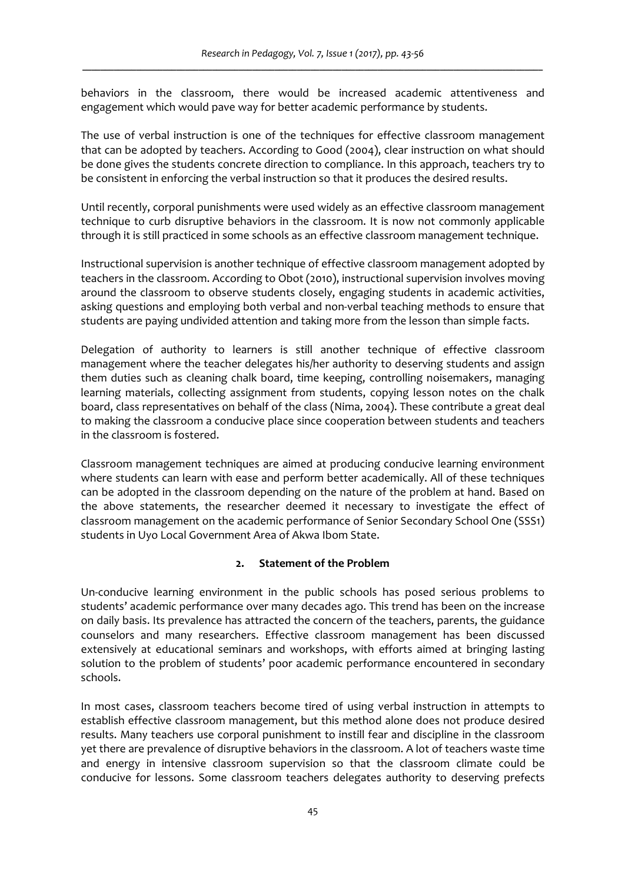behaviors in the classroom, there would be increased academic attentiveness and engagement which would pave way for better academic performance by students.

The use of verbal instruction is one of the techniques for effective classroom management that can be adopted by teachers. According to Good (2004), clear instruction on what should be done gives the students concrete direction to compliance. In this approach, teachers try to be consistent in enforcing the verbal instruction so that it produces the desired results.

Until recently, corporal punishments were used widely as an effective classroom management technique to curb disruptive behaviors in the classroom. It is now not commonly applicable through it is still practiced in some schools as an effective classroom management technique.

Instructional supervision is another technique of effective classroom management adopted by teachers in the classroom. According to Obot (2010), instructional supervision involves moving around the classroom to observe students closely, engaging students in academic activities, asking questions and employing both verbal and non-verbal teaching methods to ensure that students are paying undivided attention and taking more from the lesson than simple facts.

Delegation of authority to learners is still another technique of effective classroom management where the teacher delegates his/her authority to deserving students and assign them duties such as cleaning chalk board, time keeping, controlling noisemakers, managing learning materials, collecting assignment from students, copying lesson notes on the chalk board, class representatives on behalf of the class (Nima, 2004). These contribute a great deal to making the classroom a conducive place since cooperation between students and teachers in the classroom is fostered.

Classroom management techniques are aimed at producing conducive learning environment where students can learn with ease and perform better academically. All of these techniques can be adopted in the classroom depending on the nature of the problem at hand. Based on the above statements, the researcher deemed it necessary to investigate the effect of classroom management on the academic performance of Senior Secondary School One (SSS1) students in Uyo Local Government Area of Akwa Ibom State.

## 2. Statement of the Problem

Un-conducive learning environment in the public schools has posed serious problems to students' academic performance over many decades ago. This trend has been on the increase on daily basis. Its prevalence has attracted the concern of the teachers, parents, the guidance counselors and many researchers. Effective classroom management has been discussed extensively at educational seminars and workshops, with efforts aimed at bringing lasting solution to the problem of students' poor academic performance encountered in secondary schools.

In most cases, classroom teachers become tired of using verbal instruction in attempts to establish effective classroom management, but this method alone does not produce desired results. Many teachers use corporal punishment to instill fear and discipline in the classroom yet there are prevalence of disruptive behaviors in the classroom. A lot of teachers waste time and energy in intensive classroom supervision so that the classroom climate could be conducive for lessons. Some classroom teachers delegates authority to deserving prefects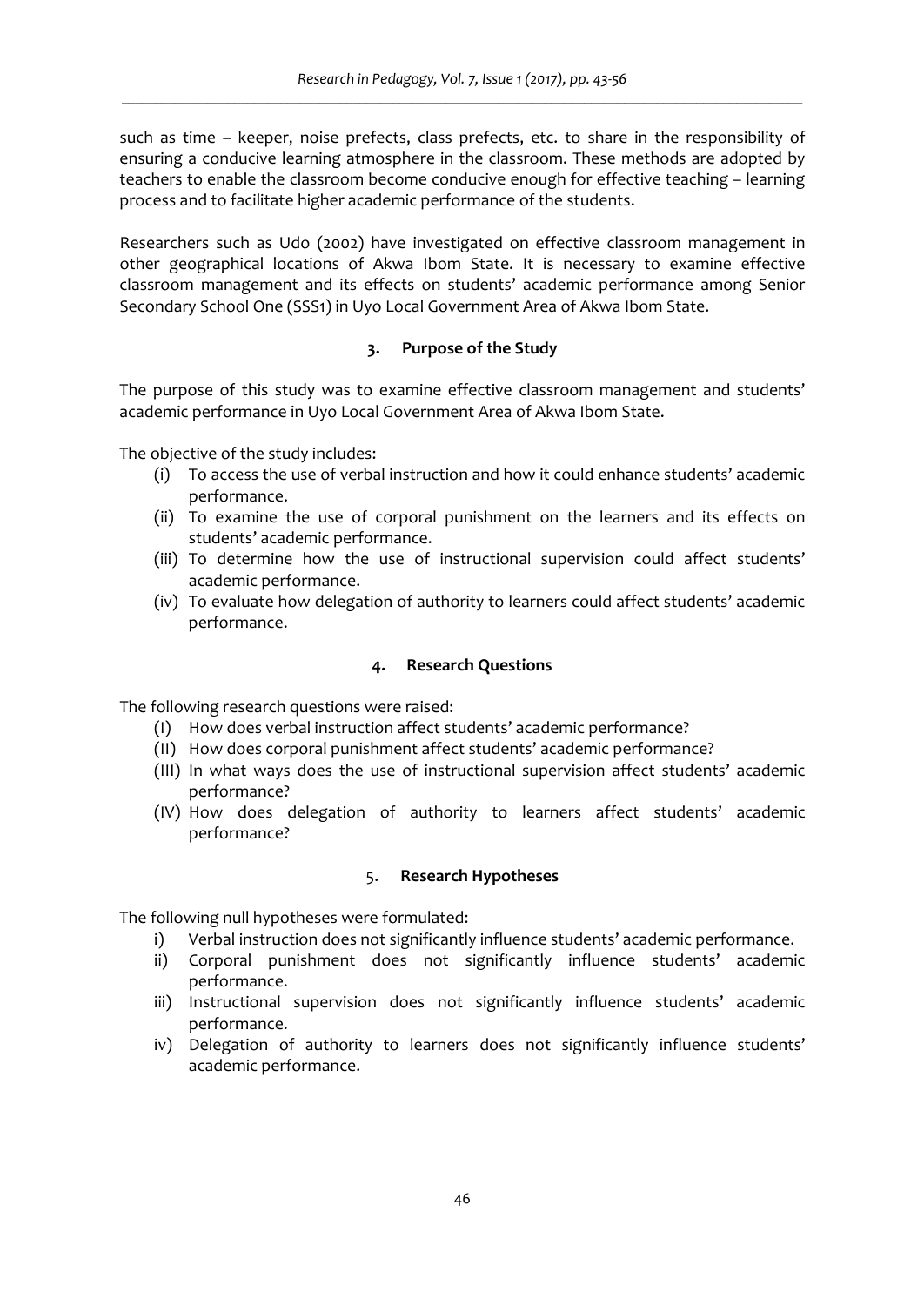such as time – keeper, noise prefects, class prefects, etc. to share in the responsibility of ensuring a conducive learning atmosphere in the classroom. These methods are adopted by teachers to enable the classroom become conducive enough for effective teaching – learning process and to facilitate higher academic performance of the students.

Researchers such as Udo (2002) have investigated on effective classroom management in other geographical locations of Akwa Ibom State. It is necessary to examine effective classroom management and its effects on students' academic performance among Senior Secondary School One (SSS1) in Uyo Local Government Area of Akwa Ibom State.

## 3. Purpose of the Study

The purpose of this study was to examine effective classroom management and students' academic performance in Uyo Local Government Area of Akwa Ibom State.

The objective of the study includes:

(i) To access the use of verbal instruction and how it could enhance students' academic performance.

(ii) To examine the use of corporal punishment on the learners and its effects on students' academic performance.

(iii) To determine how the use of instructional supervision could affect students' academic performance.

(iv) To evaluate how delegation of authority to learners could affect students' academic performance.

## 4. Research Questions

The following research questions were raised:

(I) How does verbal instruction affect students' academic performance?

(II) How does corporal punishment affect students' academic performance?

(III) In what ways does the use of instructional supervision affect students' academic performance?

(IV) How does delegation of authority to learners affect students' academic performance?

## 5. Research Hypotheses

The following null hypotheses were formulated:

i) Verbal instruction does not significantly influence students' academic performance.

ii) Corporal punishment does not significantly influence students' academic performance.

iii) Instructional supervision does not significantly influence students' academic performance.

iv) Delegation of authority to learners does not significantly influence students' academic performance.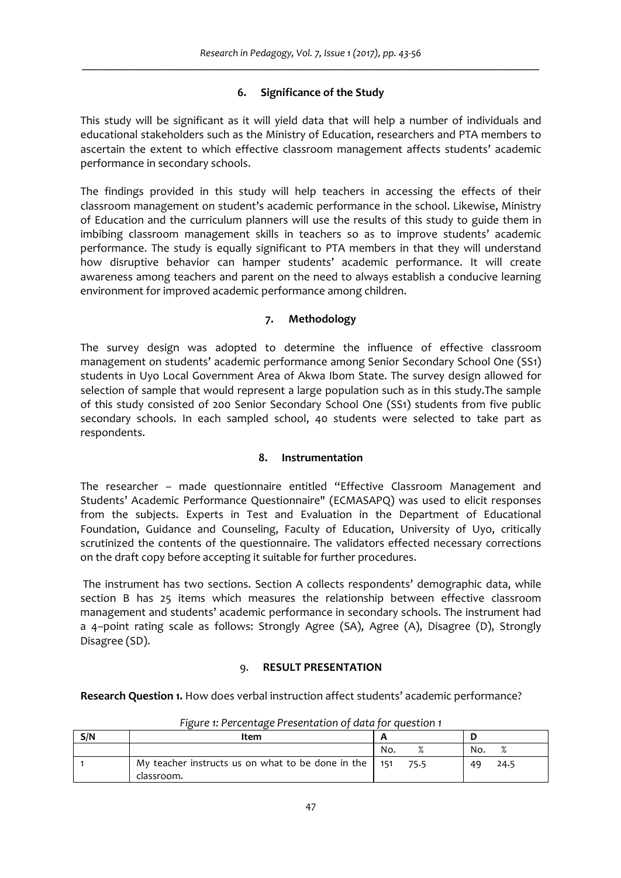## 6. Significance of the Study

This study will be significant as it will yield data that will help a number of individuals and educational stakeholders such as the Ministry of Education, researchers and PTA members to ascertain the extent to which effective classroom management affects students' academic performance in secondary schools.

The findings provided in this study will help teachers in accessing the effects of their classroom management on student's academic performance in the school. Likewise, Ministry of Education and the curriculum planners will use the results of this study to guide them in imbibing classroom management skills in teachers so as to improve students' academic performance. The study is equally significant to PTA members in that they will understand how disruptive behavior can hamper students' academic performance. It will create awareness among teachers and parent on the need to always establish a conducive learning environment for improved academic performance among children.

## 7. Methodology

The survey design was adopted to determine the influence of effective classroom management on students' academic performance among Senior Secondary School One (SS1) students in Uyo Local Government Area of Akwa Ibom State. The survey design allowed for selection of sample that would represent a large population such as in this study.The sample of this study consisted of 200 Senior Secondary School One (SS1) students from five public secondary schools. In each sampled school, 40 students were selected to take part as respondents.

## 8. Instrumentation

The researcher – made questionnaire entitled "Effective Classroom Management and Students' Academic Performance Questionnaire" (ECMASAPQ) was used to elicit responses from the subjects. Experts in Test and Evaluation in the Department of Educational Foundation, Guidance and Counseling, Faculty of Education, University of Uyo, critically scrutinized the contents of the questionnaire. The validators effected necessary corrections on the draft copy before accepting it suitable for further procedures.

The instrument has two sections. Section A collects respondents' demographic data, while section B has 25 items which measures the relationship between effective classroom management and students' academic performance in secondary schools. The instrument had a 4–point rating scale as follows: Strongly Agree (SA), Agree (A), Disagree (D), Strongly Disagree (SD).

## 9. RESULT PRESENTATION

**Research Question 1.** How does verbal instruction affect students' academic performance?

*Figure 1: Percentage Presentation of data for question 1*

| S/N | Item | A | | D | |
|---|---|---|---|---|---|
| | | No. | % | No. | % |
| 1 | My teacher instructs us on what to be done in the classroom. | 151 | 75.5 | 49 | 24.5 |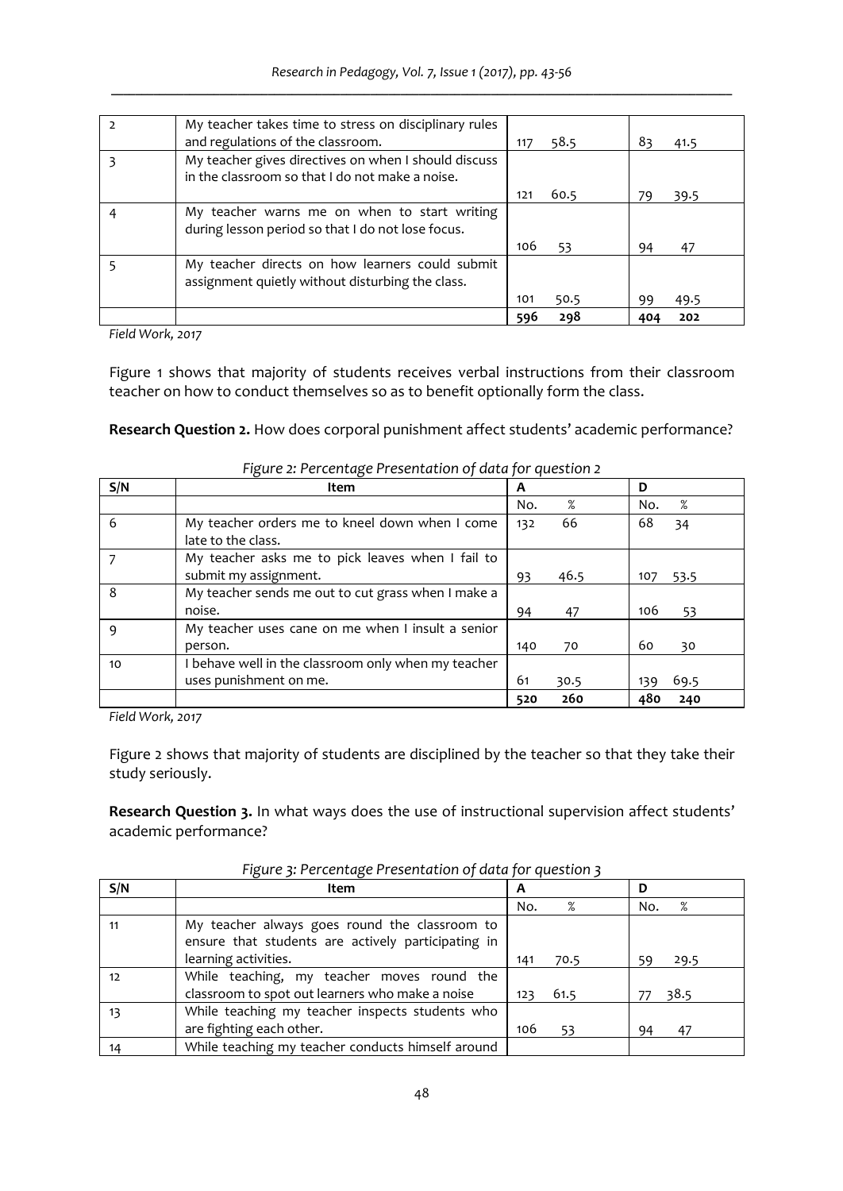| | | | | | |
|---|---|---|---|---|---|
| 2 | My teacher takes time to stress on disciplinary rules and regulations of the classroom. | 117 | 58.5 | 83 | 41.5 |
| 3 | My teacher gives directives on when I should discuss in the classroom so that I do not make a noise. | 121 | 60.5 | 79 | 39.5 |
| 4 | My teacher warns me on when to start writing during lesson period so that I do not lose focus. | 106 | 53 | 94 | 47 |
| 5 | My teacher directs on how learners could submit assignment quietly without disturbing the class. | 101 | 50.5 | 99 | 49.5 |
| | | **596** | **298** | **404** | **202** |

*Field Work, 2017*

Figure 1 shows that majority of students receives verbal instructions from their classroom teacher on how to conduct themselves so as to benefit optionally form the class.

**Research Question 2.** How does corporal punishment affect students' academic performance?

*Figure 2: Percentage Presentation of data for question 2*

| S/N | Item | A | | D | |
|---|---|---|---|---|---|
| | | No. | % | No. | % |
| 6 | My teacher orders me to kneel down when I come late to the class. | 132 | 66 | 68 | 34 |
| 7 | My teacher asks me to pick leaves when I fail to submit my assignment. | 93 | 46.5 | 107 | 53.5 |
| 8 | My teacher sends me out to cut grass when I make a noise. | 94 | 47 | 106 | 53 |
| 9 | My teacher uses cane on me when I insult a senior person. | 140 | 70 | 60 | 30 |
| 10 | I behave well in the classroom only when my teacher uses punishment on me. | 61 | 30.5 | 139 | 69.5 |
| | | **520** | **260** | **480** | **240** |

*Field Work, 2017*

Figure 2 shows that majority of students are disciplined by the teacher so that they take their study seriously.

**Research Question 3.** In what ways does the use of instructional supervision affect students' academic performance?

*Figure 3: Percentage Presentation of data for question 3*

| S/N | Item | A | | D | |
|---|---|---|---|---|---|
| | | No. | % | No. | % |
| 11 | My teacher always goes round the classroom to ensure that students are actively participating in learning activities. | 141 | 70.5 | 59 | 29.5 |
| 12 | While teaching, my teacher moves round the classroom to spot out learners who make a noise | 123 | 61.5 | 77 | 38.5 |
| 13 | While teaching my teacher inspects students who are fighting each other. | 106 | 53 | 94 | 47 |
| 14 | While teaching my teacher conducts himself around | | | | |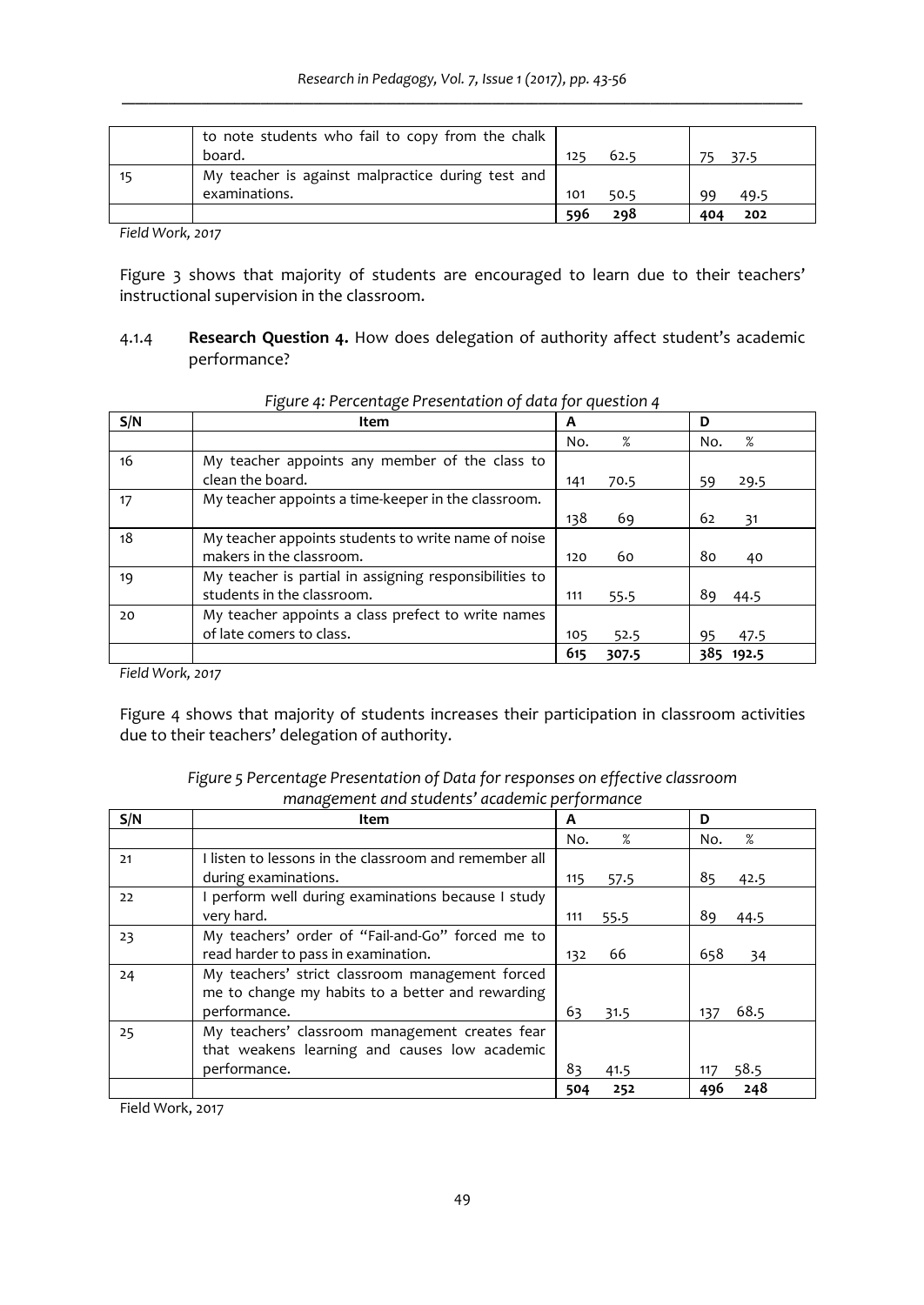| | to note students who fail to copy from the chalk board. | 125 | 62.5 | 75 | 37.5 |
|---|---|---|---|---|---|
| 15 | My teacher is against malpractice during test and examinations. | 101 | 50.5 | 99 | 49.5 |
| | | **596** | **298** | **404** | **202** |

*Field Work, 2017*

Figure 3 shows that majority of students are encouraged to learn due to their teachers' instructional supervision in the classroom.

4.1.4 **Research Question 4.** How does delegation of authority affect student's academic performance?

*Figure 4: Percentage Presentation of data for question 4*

| S/N | Item | A | | D | |
|---|---|---|---|---|---|
| | | No. | % | No. | % |
| 16 | My teacher appoints any member of the class to clean the board. | 141 | 70.5 | 59 | 29.5 |
| 17 | My teacher appoints a time-keeper in the classroom. | 138 | 69 | 62 | 31 |
| 18 | My teacher appoints students to write name of noise makers in the classroom. | 120 | 60 | 80 | 40 |
| 19 | My teacher is partial in assigning responsibilities to students in the classroom. | 111 | 55.5 | 89 | 44.5 |
| 20 | My teacher appoints a class prefect to write names of late comers to class. | 105 | 52.5 | 95 | 47.5 |
| | | **615** | **307.5** | **385** | **192.5** |

*Field Work, 2017*

Figure 4 shows that majority of students increases their participation in classroom activities due to their teachers' delegation of authority.

*Figure 5 Percentage Presentation of Data for responses on effective classroom management and students' academic performance*

| S/N | Item | A | | D | |
|---|---|---|---|---|---|
| | | No. | % | No. | % |
| 21 | I listen to lessons in the classroom and remember all during examinations. | 115 | 57.5 | 85 | 42.5 |
| 22 | I perform well during examinations because I study very hard. | 111 | 55.5 | 89 | 44.5 |
| 23 | My teachers' order of "Fail-and-Go" forced me to read harder to pass in examination. | 132 | 66 | 658 | 34 |
| 24 | My teachers' strict classroom management forced me to change my habits to a better and rewarding performance. | 63 | 31.5 | 137 | 68.5 |
| 25 | My teachers' classroom management creates fear that weakens learning and causes low academic performance. | 83 | 41.5 | 117 | 58.5 |
| | | **504** | **252** | **496** | **248** |

Field Work, 2017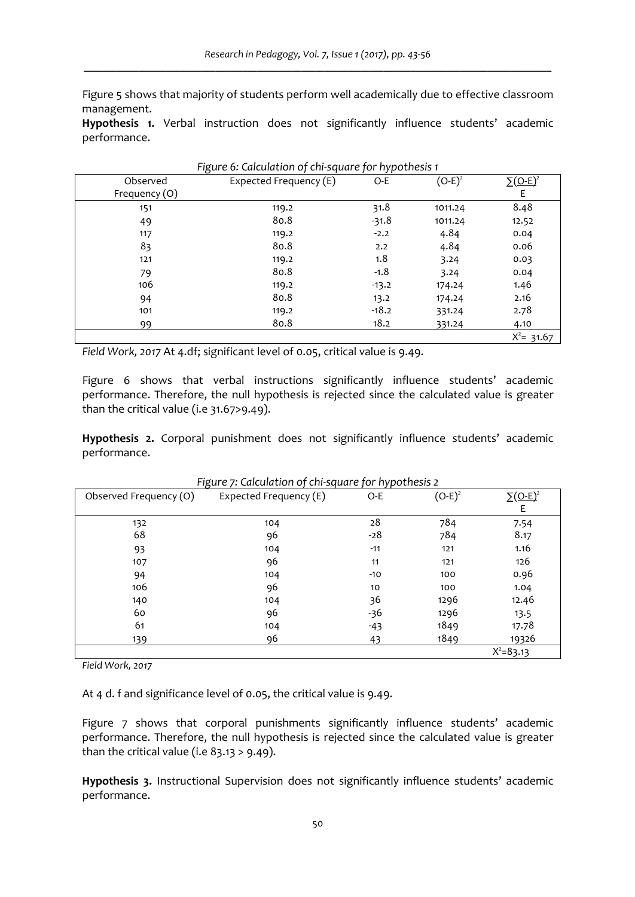Figure 5 shows that majority of students perform well academically due to effective classroom management.

**Hypothesis 1.** Verbal instruction does not significantly influence students' academic performance.

*Figure 6: Calculation of chi-square for hypothesis 1*

| Observed Frequency (O) | Expected Frequency (E) | O-E | $(O\text{-}E)^2$ | $\sum\frac{(O\text{-}E)^2}{E}$ |
|---|---|---|---|---|
| 151 | 119.2 | 31.8 | 1011.24 | 8.48 |
| 49 | 80.8 | -31.8 | 1011.24 | 12.52 |
| 117 | 119.2 | -2.2 | 4.84 | 0.04 |
| 83 | 80.8 | 2.2 | 4.84 | 0.06 |
| 121 | 119.2 | 1.8 | 3.24 | 0.03 |
| 79 | 80.8 | -1.8 | 3.24 | 0.04 |
| 106 | 119.2 | -13.2 | 174.24 | 1.46 |
| 94 | 80.8 | 13.2 | 174.24 | 2.16 |
| 101 | 119.2 | -18.2 | 331.24 | 2.78 |
| 99 | 80.8 | 18.2 | 331.24 | 4.10 |
| | | | | $X^2$= 31.67 |

*Field Work, 2017* At 4.df; significant level of 0.05, critical value is 9.49.

Figure 6 shows that verbal instructions significantly influence students' academic performance. Therefore, the null hypothesis is rejected since the calculated value is greater than the critical value (i.e 31.67>9.49).

**Hypothesis 2.** Corporal punishment does not significantly influence students' academic performance.

*Figure 7: Calculation of chi-square for hypothesis 2*

| Observed Frequency (O) | Expected Frequency (E) | O-E | $(O\text{-}E)^2$ | $\sum\frac{(O\text{-}E)^2}{E}$ |
|---|---|---|---|---|
| 132 | 104 | 28 | 784 | 7.54 |
| 68 | 96 | -28 | 784 | 8.17 |
| 93 | 104 | -11 | 121 | 1.16 |
| 107 | 96 | 11 | 121 | 126 |
| 94 | 104 | -10 | 100 | 0.96 |
| 106 | 96 | 10 | 100 | 1.04 |
| 140 | 104 | 36 | 1296 | 12.46 |
| 60 | 96 | -36 | 1296 | 13.5 |
| 61 | 104 | -43 | 1849 | 17.78 |
| 139 | 96 | 43 | 1849 | 19326 |
| | | | | $X^2$=83.13 |

*Field Work, 2017*

At 4 d. f and significance level of 0.05, the critical value is 9.49.

Figure 7 shows that corporal punishments significantly influence students' academic performance. Therefore, the null hypothesis is rejected since the calculated value is greater than the critical value (i.e 83.13 > 9.49).

**Hypothesis 3.** Instructional Supervision does not significantly influence students' academic performance.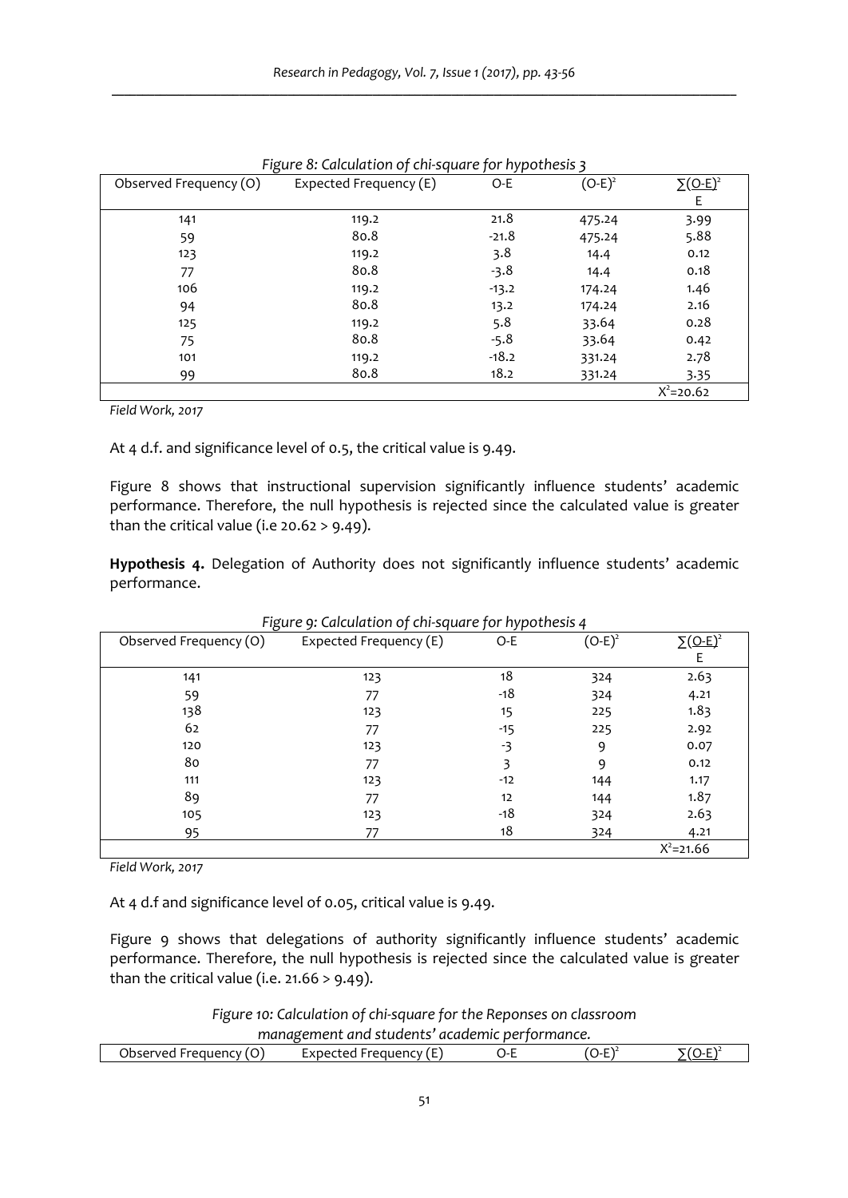*Figure 8: Calculation of chi-square for hypothesis 3*

| Observed Frequency (O) | Expected Frequency (E) | O-E | $(O-E)^2$ | $\sum\frac{(O-E)^2}{E}$ |
|---|---|---|---|---|
| 141 | 119.2 | 21.8 | 475.24 | 3.99 |
| 59 | 80.8 | -21.8 | 475.24 | 5.88 |
| 123 | 119.2 | 3.8 | 14.4 | 0.12 |
| 77 | 80.8 | -3.8 | 14.4 | 0.18 |
| 106 | 119.2 | -13.2 | 174.24 | 1.46 |
| 94 | 80.8 | 13.2 | 174.24 | 2.16 |
| 125 | 119.2 | 5.8 | 33.64 | 0.28 |
| 75 | 80.8 | -5.8 | 33.64 | 0.42 |
| 101 | 119.2 | -18.2 | 331.24 | 2.78 |
| 99 | 80.8 | 18.2 | 331.24 | 3.35 |
| | | | | $X^2$=20.62 |

*Field Work, 2017*

At 4 d.f. and significance level of 0.5, the critical value is 9.49.

Figure 8 shows that instructional supervision significantly influence students' academic performance. Therefore, the null hypothesis is rejected since the calculated value is greater than the critical value (i.e 20.62 > 9.49).

**Hypothesis 4.** Delegation of Authority does not significantly influence students' academic performance.

*Figure 9: Calculation of chi-square for hypothesis 4*

| Observed Frequency (O) | Expected Frequency (E) | O-E | $(O-E)^2$ | $\sum\frac{(O-E)^2}{E}$ |
|---|---|---|---|---|
| 141 | 123 | 18 | 324 | 2.63 |
| 59 | 77 | -18 | 324 | 4.21 |
| 138 | 123 | 15 | 225 | 1.83 |
| 62 | 77 | -15 | 225 | 2.92 |
| 120 | 123 | -3 | 9 | 0.07 |
| 80 | 77 | 3 | 9 | 0.12 |
| 111 | 123 | -12 | 144 | 1.17 |
| 89 | 77 | 12 | 144 | 1.87 |
| 105 | 123 | -18 | 324 | 2.63 |
| 95 | 77 | 18 | 324 | 4.21 |
| | | | | $X^2$=21.66 |

*Field Work, 2017*

At 4 d.f and significance level of 0.05, critical value is 9.49.

Figure 9 shows that delegations of authority significantly influence students' academic performance. Therefore, the null hypothesis is rejected since the calculated value is greater than the critical value (i.e. 21.66 > 9.49).

*Figure 10: Calculation of chi-square for the Reponses on classroom management and students' academic performance.*

| Observed Frequency (O) | Expected Frequency (E) | O-E | $(O-E)^2$ | $\sum\frac{(O-E)^2}{E}$ |
|---|---|---|---|---|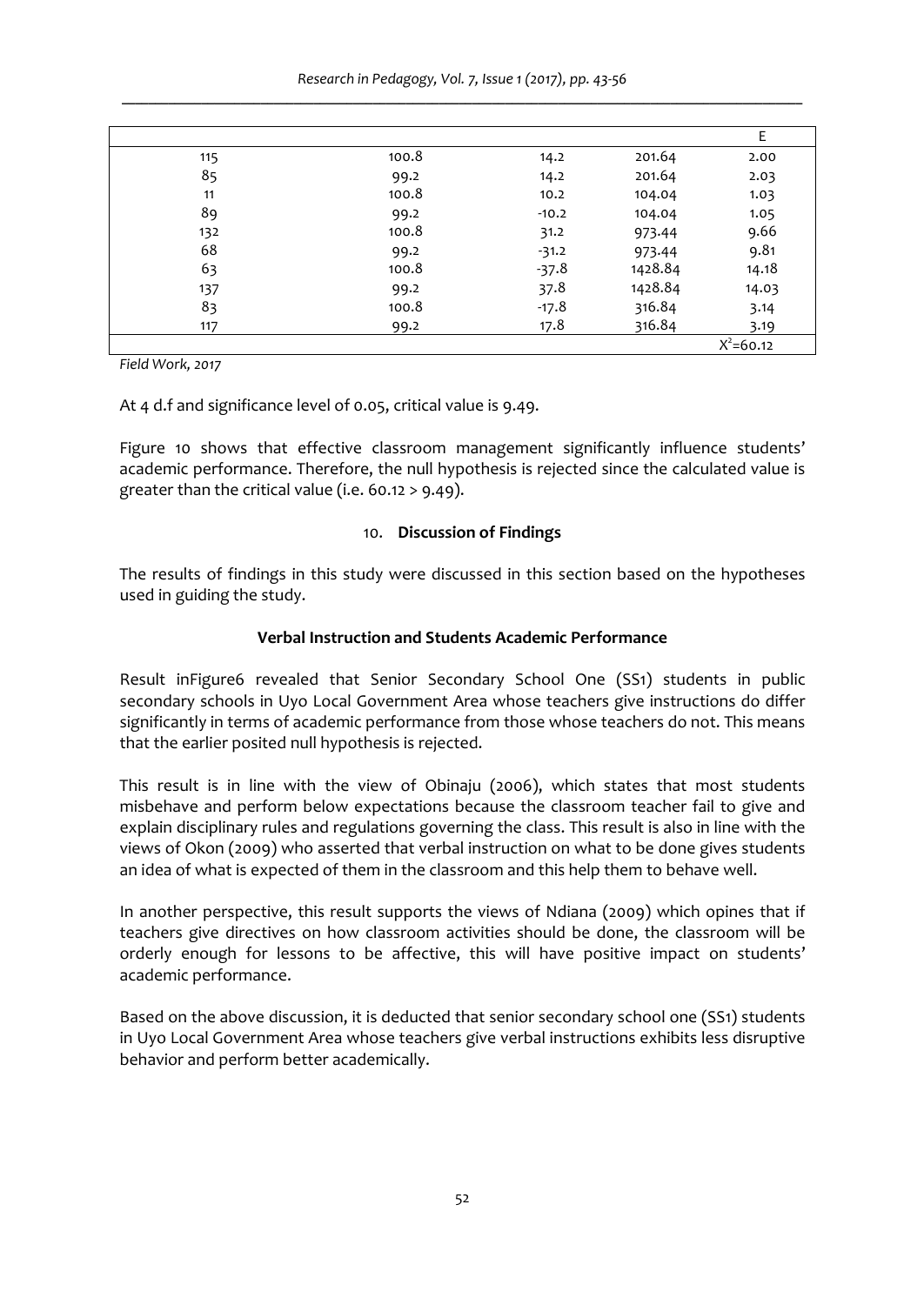| | | | | E |
|---|---|---|---|---|
| 115 | 100.8 | 14.2 | 201.64 | 2.00 |
| 85 | 99.2 | 14.2 | 201.64 | 2.03 |
| 11 | 100.8 | 10.2 | 104.04 | 1.03 |
| 89 | 99.2 | -10.2 | 104.04 | 1.05 |
| 132 | 100.8 | 31.2 | 973.44 | 9.66 |
| 68 | 99.2 | -31.2 | 973.44 | 9.81 |
| 63 | 100.8 | -37.8 | 1428.84 | 14.18 |
| 137 | 99.2 | 37.8 | 1428.84 | 14.03 |
| 83 | 100.8 | -17.8 | 316.84 | 3.14 |
| 117 | 99.2 | 17.8 | 316.84 | 3.19 |
| | | | | $X^2$=60.12 |

*Field Work, 2017*

At 4 d.f and significance level of 0.05, critical value is 9.49.

Figure 10 shows that effective classroom management significantly influence students' academic performance. Therefore, the null hypothesis is rejected since the calculated value is greater than the critical value (i.e. 60.12 > 9.49).

## 10. Discussion of Findings

The results of findings in this study were discussed in this section based on the hypotheses used in guiding the study.

### Verbal Instruction and Students Academic Performance

Result inFigure6 revealed that Senior Secondary School One (SS1) students in public secondary schools in Uyo Local Government Area whose teachers give instructions do differ significantly in terms of academic performance from those whose teachers do not. This means that the earlier posited null hypothesis is rejected.

This result is in line with the view of Obinaju (2006), which states that most students misbehave and perform below expectations because the classroom teacher fail to give and explain disciplinary rules and regulations governing the class. This result is also in line with the views of Okon (2009) who asserted that verbal instruction on what to be done gives students an idea of what is expected of them in the classroom and this help them to behave well.

In another perspective, this result supports the views of Ndiana (2009) which opines that if teachers give directives on how classroom activities should be done, the classroom will be orderly enough for lessons to be affective, this will have positive impact on students' academic performance.

Based on the above discussion, it is deducted that senior secondary school one (SS1) students in Uyo Local Government Area whose teachers give verbal instructions exhibits less disruptive behavior and perform better academically.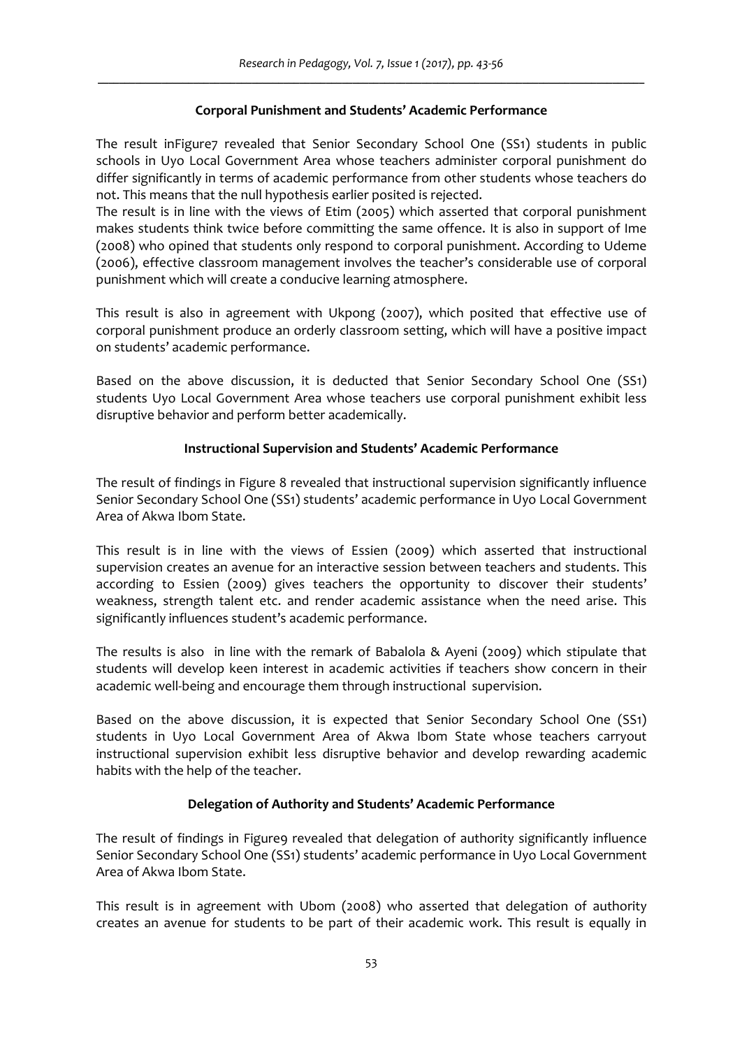### Corporal Punishment and Students' Academic Performance

The result inFigure7 revealed that Senior Secondary School One (SS1) students in public schools in Uyo Local Government Area whose teachers administer corporal punishment do differ significantly in terms of academic performance from other students whose teachers do not. This means that the null hypothesis earlier posited is rejected.
The result is in line with the views of Etim (2005) which asserted that corporal punishment makes students think twice before committing the same offence. It is also in support of Ime (2008) who opined that students only respond to corporal punishment. According to Udeme (2006), effective classroom management involves the teacher's considerable use of corporal punishment which will create a conducive learning atmosphere.

This result is also in agreement with Ukpong (2007), which posited that effective use of corporal punishment produce an orderly classroom setting, which will have a positive impact on students' academic performance.

Based on the above discussion, it is deducted that Senior Secondary School One (SS1) students Uyo Local Government Area whose teachers use corporal punishment exhibit less disruptive behavior and perform better academically.

### Instructional Supervision and Students' Academic Performance

The result of findings in Figure 8 revealed that instructional supervision significantly influence Senior Secondary School One (SS1) students' academic performance in Uyo Local Government Area of Akwa Ibom State.

This result is in line with the views of Essien (2009) which asserted that instructional supervision creates an avenue for an interactive session between teachers and students. This according to Essien (2009) gives teachers the opportunity to discover their students' weakness, strength talent etc. and render academic assistance when the need arise. This significantly influences student's academic performance.

The results is also in line with the remark of Babalola & Ayeni (2009) which stipulate that students will develop keen interest in academic activities if teachers show concern in their academic well-being and encourage them through instructional supervision.

Based on the above discussion, it is expected that Senior Secondary School One (SS1) students in Uyo Local Government Area of Akwa Ibom State whose teachers carryout instructional supervision exhibit less disruptive behavior and develop rewarding academic habits with the help of the teacher.

### Delegation of Authority and Students' Academic Performance

The result of findings in Figure9 revealed that delegation of authority significantly influence Senior Secondary School One (SS1) students' academic performance in Uyo Local Government Area of Akwa Ibom State.

This result is in agreement with Ubom (2008) who asserted that delegation of authority creates an avenue for students to be part of their academic work. This result is equally in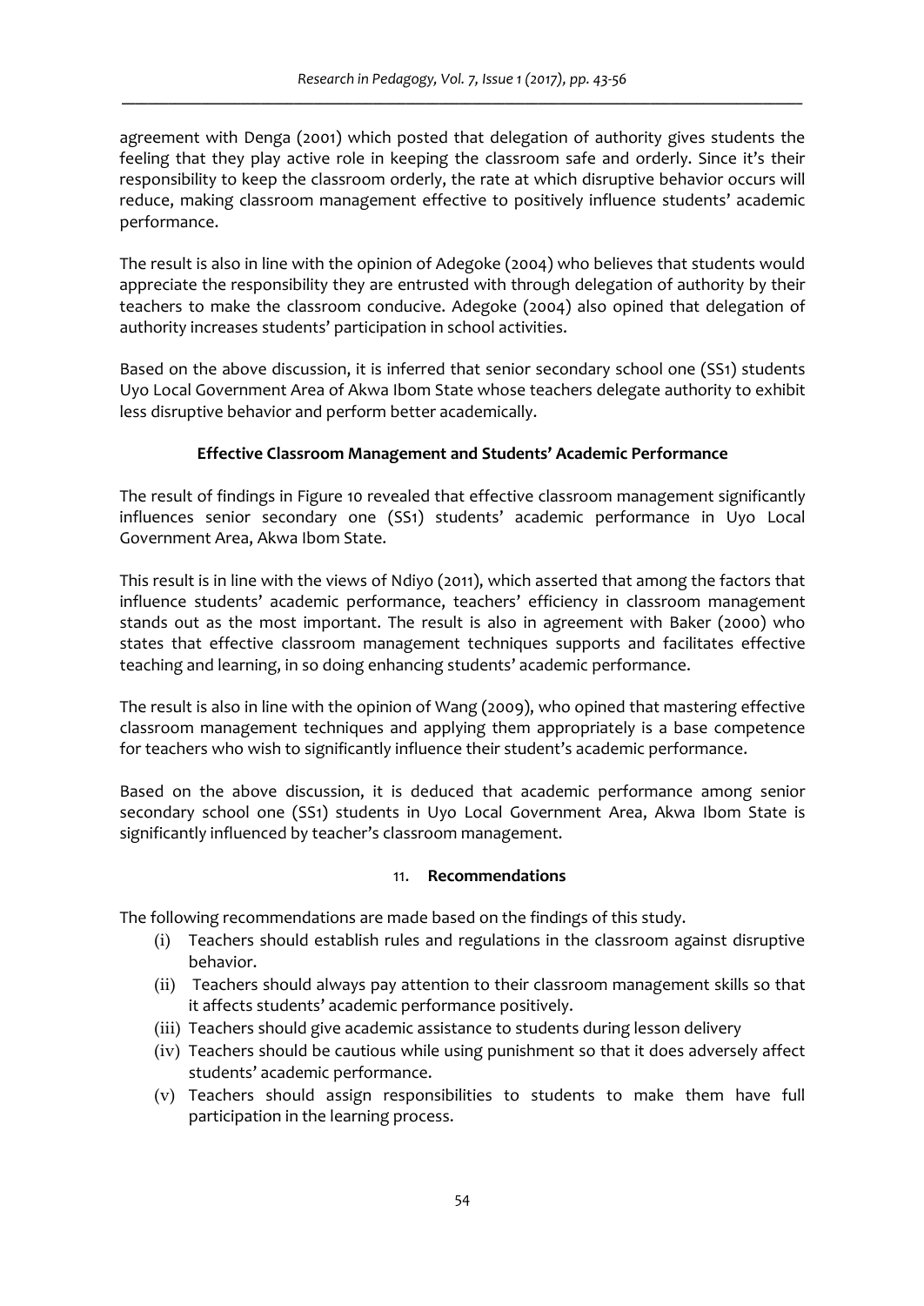agreement with Denga (2001) which posted that delegation of authority gives students the feeling that they play active role in keeping the classroom safe and orderly. Since it's their responsibility to keep the classroom orderly, the rate at which disruptive behavior occurs will reduce, making classroom management effective to positively influence students' academic performance.

The result is also in line with the opinion of Adegoke (2004) who believes that students would appreciate the responsibility they are entrusted with through delegation of authority by their teachers to make the classroom conducive. Adegoke (2004) also opined that delegation of authority increases students' participation in school activities.

Based on the above discussion, it is inferred that senior secondary school one (SS1) students Uyo Local Government Area of Akwa Ibom State whose teachers delegate authority to exhibit less disruptive behavior and perform better academically.

### Effective Classroom Management and Students' Academic Performance

The result of findings in Figure 10 revealed that effective classroom management significantly influences senior secondary one (SS1) students' academic performance in Uyo Local Government Area, Akwa Ibom State.

This result is in line with the views of Ndiyo (2011), which asserted that among the factors that influence students' academic performance, teachers' efficiency in classroom management stands out as the most important. The result is also in agreement with Baker (2000) who states that effective classroom management techniques supports and facilitates effective teaching and learning, in so doing enhancing students' academic performance.

The result is also in line with the opinion of Wang (2009), who opined that mastering effective classroom management techniques and applying them appropriately is a base competence for teachers who wish to significantly influence their student's academic performance.

Based on the above discussion, it is deduced that academic performance among senior secondary school one (SS1) students in Uyo Local Government Area, Akwa Ibom State is significantly influenced by teacher's classroom management.

## 11. Recommendations

The following recommendations are made based on the findings of this study.

(i) Teachers should establish rules and regulations in the classroom against disruptive behavior.
(ii) Teachers should always pay attention to their classroom management skills so that it affects students' academic performance positively.
(iii) Teachers should give academic assistance to students during lesson delivery
(iv) Teachers should be cautious while using punishment so that it does adversely affect students' academic performance.
(v) Teachers should assign responsibilities to students to make them have full participation in the learning process.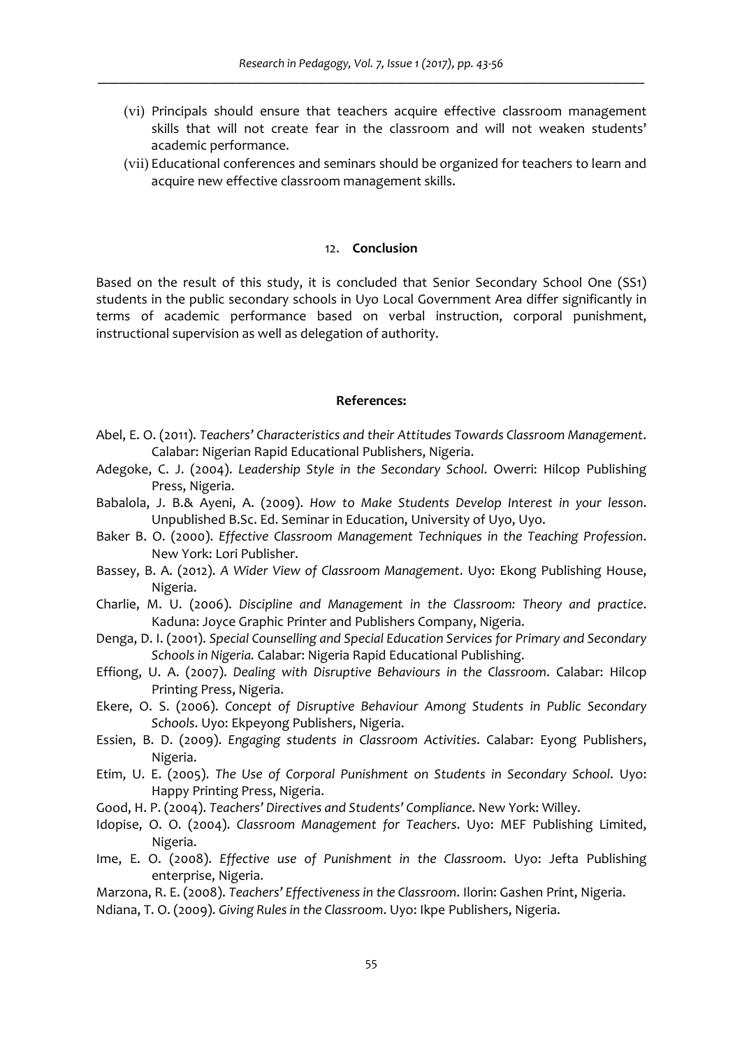(vi) Principals should ensure that teachers acquire effective classroom management skills that will not create fear in the classroom and will not weaken students' academic performance.

(vii) Educational conferences and seminars should be organized for teachers to learn and acquire new effective classroom management skills.

## 12. Conclusion

Based on the result of this study, it is concluded that Senior Secondary School One (SS1) students in the public secondary schools in Uyo Local Government Area differ significantly in terms of academic performance based on verbal instruction, corporal punishment, instructional supervision as well as delegation of authority.

## References:

Abel, E. O. (2011). *Teachers' Characteristics and their Attitudes Towards Classroom Management*. Calabar: Nigerian Rapid Educational Publishers, Nigeria.

Adegoke, C. J. (2004). *Leadership Style in the Secondary School*. Owerri: Hilcop Publishing Press, Nigeria.

Babalola, J. B.& Ayeni, A. (2009). *How to Make Students Develop Interest in your lesson*. Unpublished B.Sc. Ed. Seminar in Education, University of Uyo, Uyo.

Baker B. O. (2000). *Effective Classroom Management Techniques in the Teaching Profession*. New York: Lori Publisher.

Bassey, B. A. (2012). *A Wider View of Classroom Management*. Uyo: Ekong Publishing House, Nigeria.

Charlie, M. U. (2006). *Discipline and Management in the Classroom: Theory and practice*. Kaduna: Joyce Graphic Printer and Publishers Company, Nigeria.

Denga, D. I. (2001). *Special Counselling and Special Education Services for Primary and Secondary Schools in Nigeria.* Calabar: Nigeria Rapid Educational Publishing.

Effiong, U. A. (2007). *Dealing with Disruptive Behaviours in the Classroom*. Calabar: Hilcop Printing Press, Nigeria.

Ekere, O. S. (2006). *Concept of Disruptive Behaviour Among Students in Public Secondary Schools*. Uyo: Ekpeyong Publishers, Nigeria.

Essien, B. D. (2009). *Engaging students in Classroom Activities*. Calabar: Eyong Publishers, Nigeria.

Etim, U. E. (2005). *The Use of Corporal Punishment on Students in Secondary School*. Uyo: Happy Printing Press, Nigeria.

Good, H. P. (2004). *Teachers' Directives and Students' Compliance*. New York: Willey.

Idopise, O. O. (2004). *Classroom Management for Teachers*. Uyo: MEF Publishing Limited, Nigeria.

Ime, E. O. (2008). *Effective use of Punishment in the Classroom*. Uyo: Jefta Publishing enterprise, Nigeria.

Marzona, R. E. (2008). *Teachers' Effectiveness in the Classroom*. Ilorin: Gashen Print, Nigeria.

Ndiana, T. O. (2009). *Giving Rules in the Classroom*. Uyo: Ikpe Publishers, Nigeria.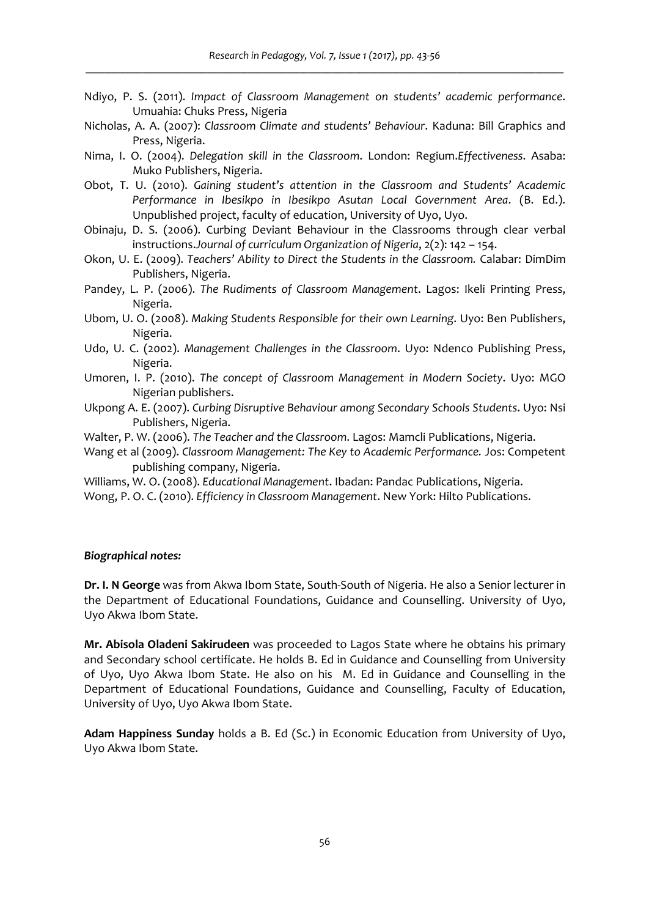Ndiyo, P. S. (2011). *Impact of Classroom Management on students' academic performance*. Umuahia: Chuks Press, Nigeria

Nicholas, A. A. (2007): *Classroom Climate and students' Behaviour*. Kaduna: Bill Graphics and Press, Nigeria.

Nima, I. O. (2004). *Delegation skill in the Classroom*. London: Regium.*Effectiveness*. Asaba: Muko Publishers, Nigeria.

Obot, T. U. (2010). *Gaining student's attention in the Classroom and Students' Academic Performance in Ibesikpo in Ibesikpo Asutan Local Government Area*. (B. Ed.). Unpublished project, faculty of education, University of Uyo, Uyo.

Obinaju, D. S. (2006). Curbing Deviant Behaviour in the Classrooms through clear verbal instructions.*Journal of curriculum Organization of Nigeria*, 2(2): 142 – 154.

Okon, U. E. (2009). *Teachers' Ability to Direct the Students in the Classroom.* Calabar: DimDim Publishers, Nigeria.

Pandey, L. P. (2006). *The Rudiments of Classroom Management*. Lagos: Ikeli Printing Press, Nigeria.

Ubom, U. O. (2008). *Making Students Responsible for their own Learning*. Uyo: Ben Publishers, Nigeria.

Udo, U. C. (2002). *Management Challenges in the Classroom*. Uyo: Ndenco Publishing Press, Nigeria.

Umoren, I. P. (2010). *The concept of Classroom Management in Modern Society*. Uyo: MGO Nigerian publishers.

Ukpong A. E. (2007). *Curbing Disruptive Behaviour among Secondary Schools Students*. Uyo: Nsi Publishers, Nigeria.

Walter, P. W. (2006). *The Teacher and the Classroom*. Lagos: Mamcli Publications, Nigeria.

Wang et al (2009). *Classroom Management: The Key to Academic Performance.* Jos: Competent publishing company, Nigeria.

Williams, W. O. (2008). *Educational Management*. Ibadan: Pandac Publications, Nigeria.

Wong, P. O. C. (2010). *Efficiency in Classroom Management*. New York: Hilto Publications.

***Biographical notes:***

**Dr. I. N George** was from Akwa Ibom State, South-South of Nigeria. He also a Senior lecturer in the Department of Educational Foundations, Guidance and Counselling. University of Uyo, Uyo Akwa Ibom State.

**Mr. Abisola Oladeni Sakirudeen** was proceeded to Lagos State where he obtains his primary and Secondary school certificate. He holds B. Ed in Guidance and Counselling from University of Uyo, Uyo Akwa Ibom State. He also on his M. Ed in Guidance and Counselling in the Department of Educational Foundations, Guidance and Counselling, Faculty of Education, University of Uyo, Uyo Akwa Ibom State.

**Adam Happiness Sunday** holds a B. Ed (Sc.) in Economic Education from University of Uyo, Uyo Akwa Ibom State.